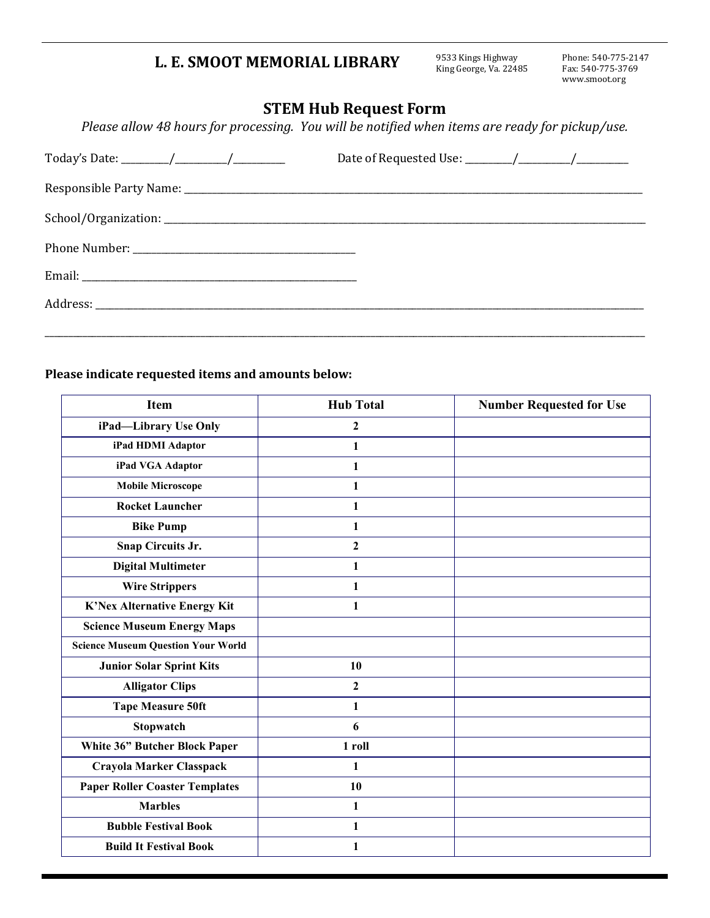# L. E. SMOOT MEMORIAL LIBRARY

9533 Kings Highway
King George, Va. 22485

Phone: 540-775-2147
Fax: 540-775-3769
www.smoot.org

## STEM Hub Request Form

*Please allow 48 hours for processing. You will be notified when items are ready for pickup/use.*

Today's Date: ________/________/________ Date of Requested Use: ________/________/________

Responsible Party Name: ____________________________________________

School/Organization: ____________________________________________

Phone Number: ______________________________

Email: ______________________________

Address: ____________________________________________

____________________________________________

**Please indicate requested items and amounts below:**

| Item | Hub Total | Number Requested for Use |
|---|---|---|
| iPad—Library Use Only | 2 | |
| iPad HDMI Adaptor | 1 | |
| iPad VGA Adaptor | 1 | |
| Mobile Microscope | 1 | |
| Rocket Launcher | 1 | |
| Bike Pump | 1 | |
| Snap Circuits Jr. | 2 | |
| Digital Multimeter | 1 | |
| Wire Strippers | 1 | |
| K'Nex Alternative Energy Kit | 1 | |
| Science Museum Energy Maps | | |
| Science Museum Question Your World | | |
| Junior Solar Sprint Kits | 10 | |
| Alligator Clips | 2 | |
| Tape Measure 50ft | 1 | |
| Stopwatch | 6 | |
| White 36" Butcher Block Paper | 1 roll | |
| Crayola Marker Classpack | 1 | |
| Paper Roller Coaster Templates | 10 | |
| Marbles | 1 | |
| Bubble Festival Book | 1 | |
| Build It Festival Book | 1 | |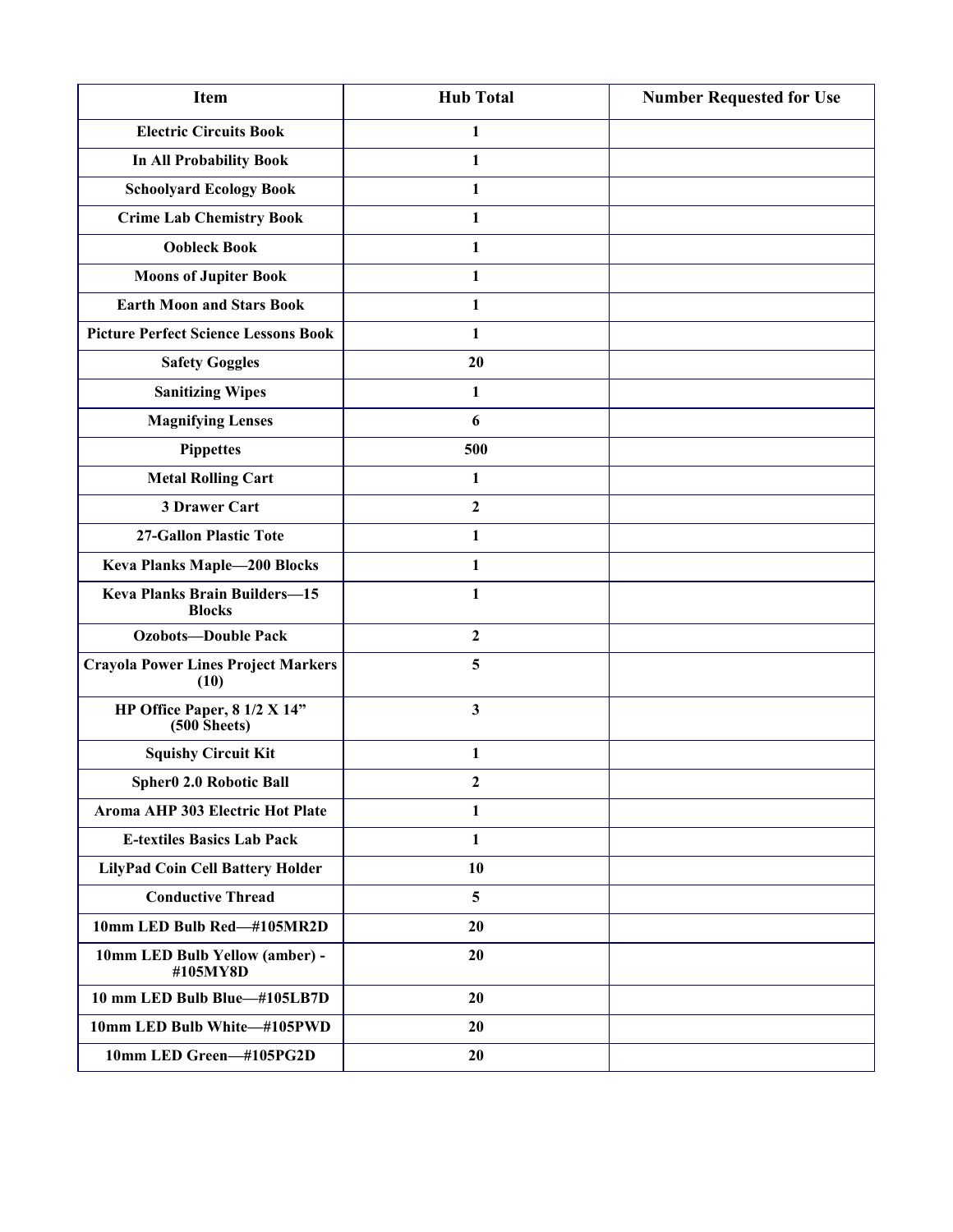| Item | Hub Total | Number Requested for Use |
|---|---|---|
| Electric Circuits Book | 1 | |
| In All Probability Book | 1 | |
| Schoolyard Ecology Book | 1 | |
| Crime Lab Chemistry Book | 1 | |
| Oobleck Book | 1 | |
| Moons of Jupiter Book | 1 | |
| Earth Moon and Stars Book | 1 | |
| Picture Perfect Science Lessons Book | 1 | |
| Safety Goggles | 20 | |
| Sanitizing Wipes | 1 | |
| Magnifying Lenses | 6 | |
| Pippettes | 500 | |
| Metal Rolling Cart | 1 | |
| 3 Drawer Cart | 2 | |
| 27-Gallon Plastic Tote | 1 | |
| Keva Planks Maple—200 Blocks | 1 | |
| Keva Planks Brain Builders—15 Blocks | 1 | |
| Ozobots—Double Pack | 2 | |
| Crayola Power Lines Project Markers (10) | 5 | |
| HP Office Paper, 8 1/2 X 14" (500 Sheets) | 3 | |
| Squishy Circuit Kit | 1 | |
| Spher0 2.0 Robotic Ball | 2 | |
| Aroma AHP 303 Electric Hot Plate | 1 | |
| E-textiles Basics Lab Pack | 1 | |
| LilyPad Coin Cell Battery Holder | 10 | |
| Conductive Thread | 5 | |
| 10mm LED Bulb Red—#105MR2D | 20 | |
| 10mm LED Bulb Yellow (amber) - #105MY8D | 20 | |
| 10 mm LED Bulb Blue—#105LB7D | 20 | |
| 10mm LED Bulb White—#105PWD | 20 | |
| 10mm LED Green—#105PG2D | 20 | |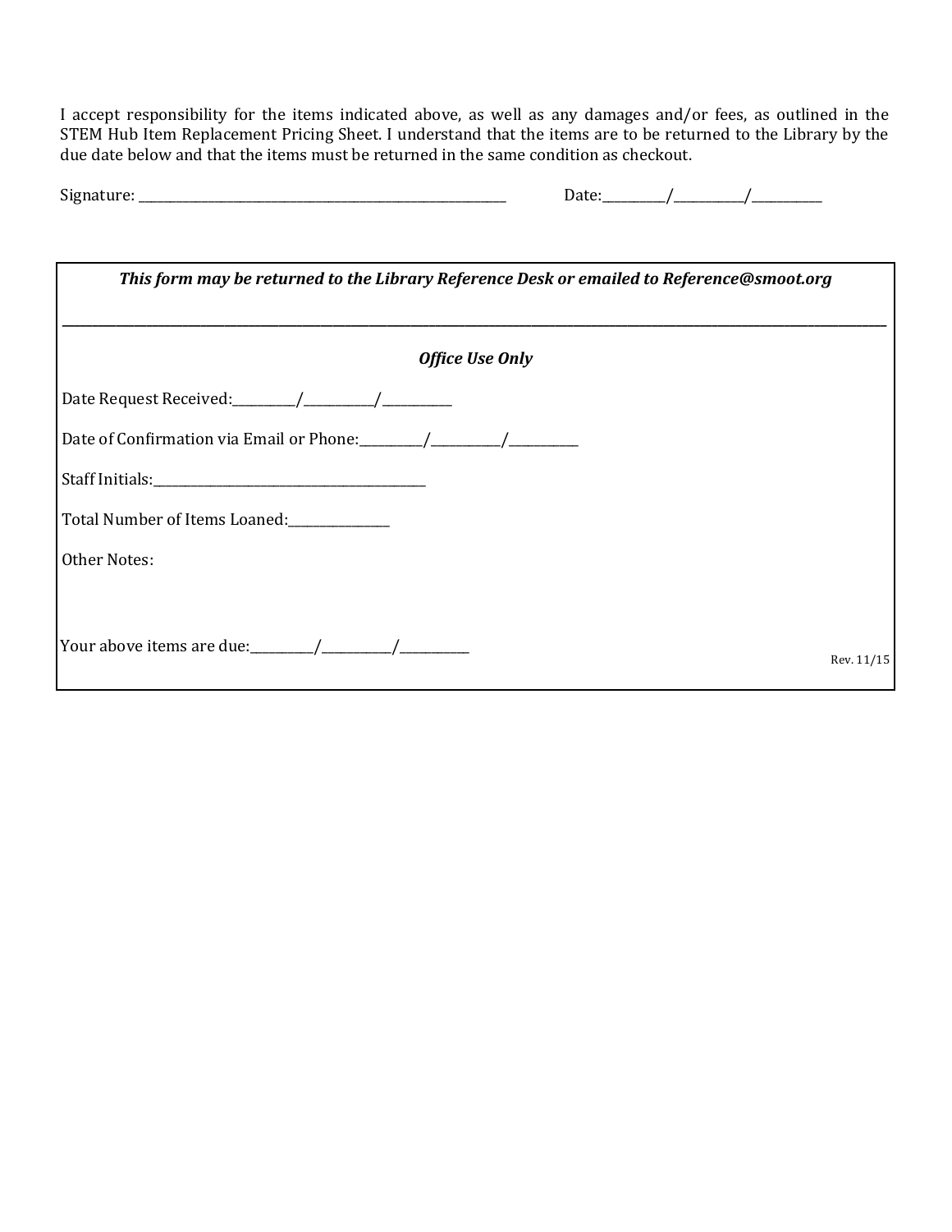I accept responsibility for the items indicated above, as well as any damages and/or fees, as outlined in the STEM Hub Item Replacement Pricing Sheet. I understand that the items are to be returned to the Library by the due date below and that the items must be returned in the same condition as checkout.

Signature: ______________________________________________ Date:_________/__________/__________

***This form may be returned to the Library Reference Desk or emailed to Reference@smoot.org***

---

***Office Use Only***

Date Request Received:_________/__________/__________

Date of Confirmation via Email or Phone:_________/__________/__________

Staff Initials:________________________________________

Total Number of Items Loaned:______________

Other Notes:

Your above items are due:_________/__________/__________

Rev. 11/15